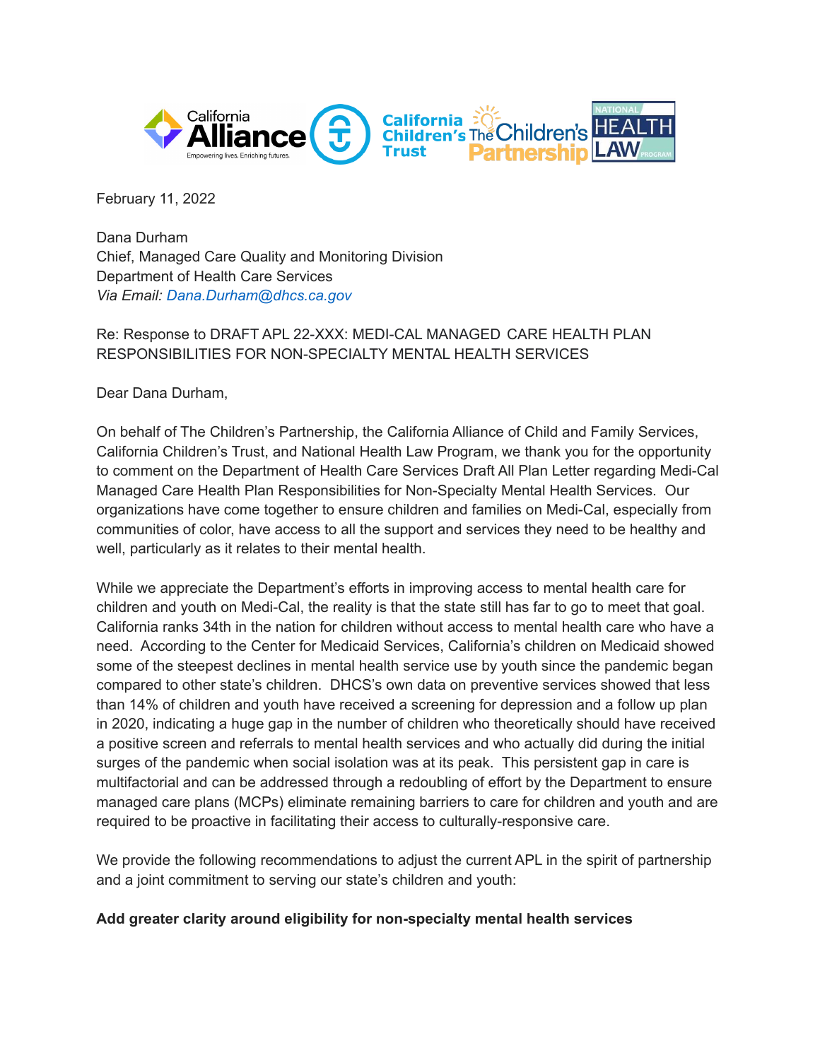February 11, 2022

Dana Durham
Chief, Managed Care Quality and Monitoring Division
Department of Health Care Services
*Via Email: Dana.Durham@dhcs.ca.gov*

Re: Response to DRAFT APL 22-XXX: MEDI-CAL MANAGED CARE HEALTH PLAN RESPONSIBILITIES FOR NON-SPECIALTY MENTAL HEALTH SERVICES

Dear Dana Durham,

On behalf of The Children's Partnership, the California Alliance of Child and Family Services, California Children's Trust, and National Health Law Program, we thank you for the opportunity to comment on the Department of Health Care Services Draft All Plan Letter regarding Medi-Cal Managed Care Health Plan Responsibilities for Non-Specialty Mental Health Services. Our organizations have come together to ensure children and families on Medi-Cal, especially from communities of color, have access to all the support and services they need to be healthy and well, particularly as it relates to their mental health.

While we appreciate the Department's efforts in improving access to mental health care for children and youth on Medi-Cal, the reality is that the state still has far to go to meet that goal. California ranks 34th in the nation for children without access to mental health care who have a need. According to the Center for Medicaid Services, California's children on Medicaid showed some of the steepest declines in mental health service use by youth since the pandemic began compared to other state's children. DHCS's own data on preventive services showed that less than 14% of children and youth have received a screening for depression and a follow up plan in 2020, indicating a huge gap in the number of children who theoretically should have received a positive screen and referrals to mental health services and who actually did during the initial surges of the pandemic when social isolation was at its peak. This persistent gap in care is multifactorial and can be addressed through a redoubling of effort by the Department to ensure managed care plans (MCPs) eliminate remaining barriers to care for children and youth and are required to be proactive in facilitating their access to culturally-responsive care.

We provide the following recommendations to adjust the current APL in the spirit of partnership and a joint commitment to serving our state's children and youth:

**Add greater clarity around eligibility for non-specialty mental health services**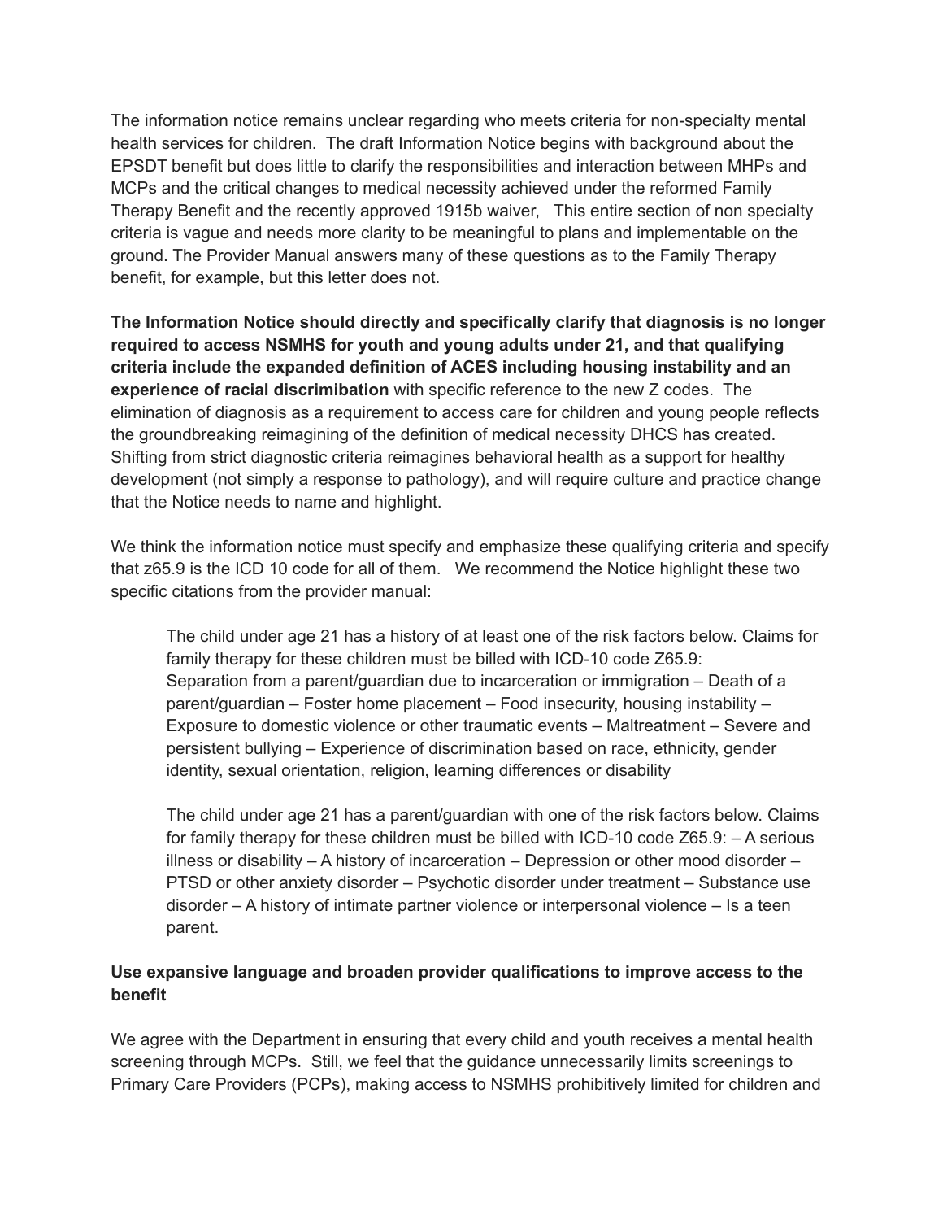The information notice remains unclear regarding who meets criteria for non-specialty mental health services for children. The draft Information Notice begins with background about the EPSDT benefit but does little to clarify the responsibilities and interaction between MHPs and MCPs and the critical changes to medical necessity achieved under the reformed Family Therapy Benefit and the recently approved 1915b waiver, This entire section of non specialty criteria is vague and needs more clarity to be meaningful to plans and implementable on the ground. The Provider Manual answers many of these questions as to the Family Therapy benefit, for example, but this letter does not.

**The Information Notice should directly and specifically clarify that diagnosis is no longer required to access NSMHS for youth and young adults under 21, and that qualifying criteria include the expanded definition of ACES including housing instability and an experience of racial discrimibation** with specific reference to the new Z codes. The elimination of diagnosis as a requirement to access care for children and young people reflects the groundbreaking reimagining of the definition of medical necessity DHCS has created. Shifting from strict diagnostic criteria reimagines behavioral health as a support for healthy development (not simply a response to pathology), and will require culture and practice change that the Notice needs to name and highlight.

We think the information notice must specify and emphasize these qualifying criteria and specify that z65.9 is the ICD 10 code for all of them. We recommend the Notice highlight these two specific citations from the provider manual:

> The child under age 21 has a history of at least one of the risk factors below. Claims for family therapy for these children must be billed with ICD-10 code Z65.9: Separation from a parent/guardian due to incarceration or immigration – Death of a parent/guardian – Foster home placement – Food insecurity, housing instability – Exposure to domestic violence or other traumatic events – Maltreatment – Severe and persistent bullying – Experience of discrimination based on race, ethnicity, gender identity, sexual orientation, religion, learning differences or disability
>
> The child under age 21 has a parent/guardian with one of the risk factors below. Claims for family therapy for these children must be billed with ICD-10 code Z65.9: – A serious illness or disability – A history of incarceration – Depression or other mood disorder – PTSD or other anxiety disorder – Psychotic disorder under treatment – Substance use disorder – A history of intimate partner violence or interpersonal violence – Is a teen parent.

**Use expansive language and broaden provider qualifications to improve access to the benefit**

We agree with the Department in ensuring that every child and youth receives a mental health screening through MCPs. Still, we feel that the guidance unnecessarily limits screenings to Primary Care Providers (PCPs), making access to NSMHS prohibitively limited for children and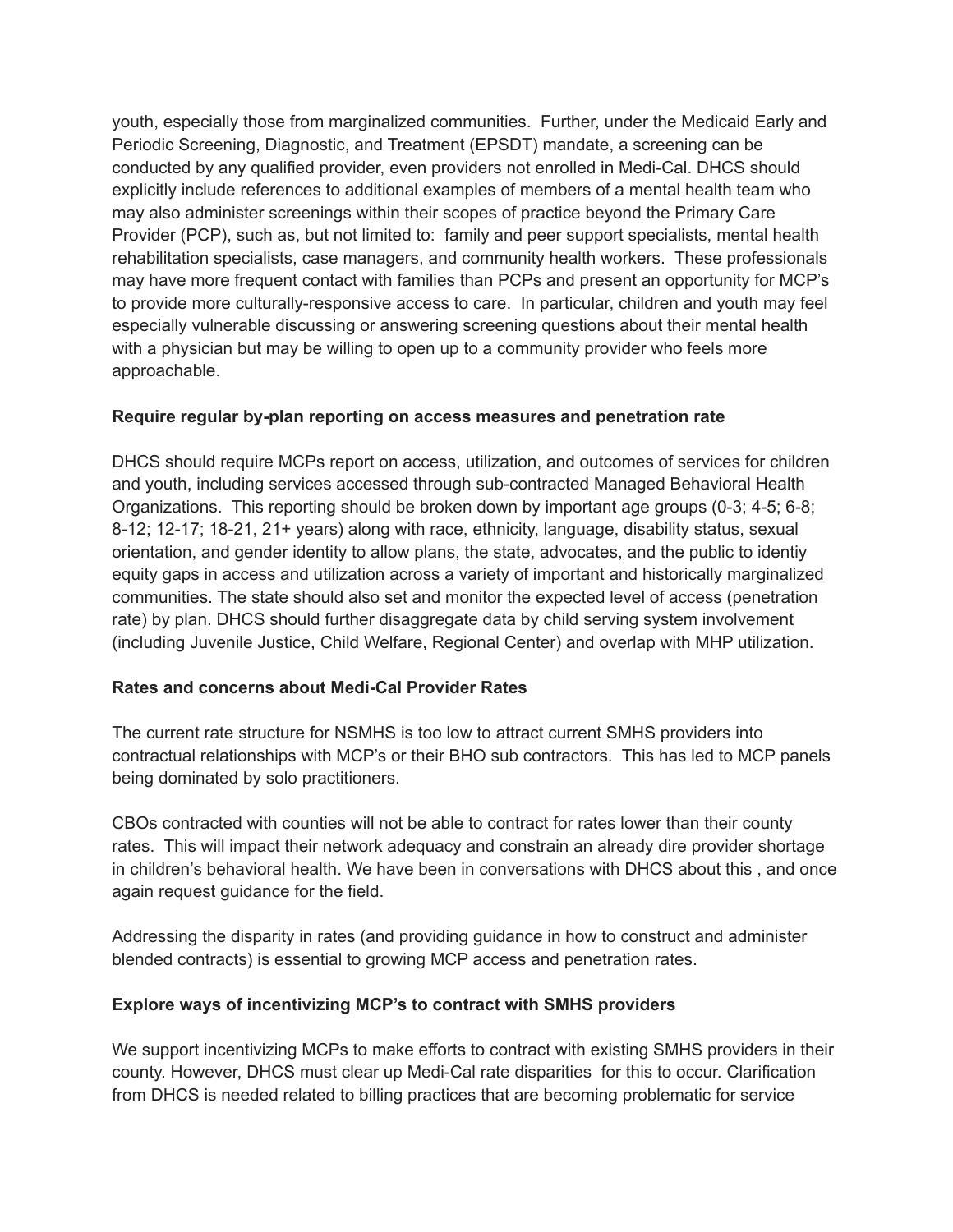youth, especially those from marginalized communities. Further, under the Medicaid Early and Periodic Screening, Diagnostic, and Treatment (EPSDT) mandate, a screening can be conducted by any qualified provider, even providers not enrolled in Medi-Cal. DHCS should explicitly include references to additional examples of members of a mental health team who may also administer screenings within their scopes of practice beyond the Primary Care Provider (PCP), such as, but not limited to: family and peer support specialists, mental health rehabilitation specialists, case managers, and community health workers. These professionals may have more frequent contact with families than PCPs and present an opportunity for MCP's to provide more culturally-responsive access to care. In particular, children and youth may feel especially vulnerable discussing or answering screening questions about their mental health with a physician but may be willing to open up to a community provider who feels more approachable.

**Require regular by-plan reporting on access measures and penetration rate**

DHCS should require MCPs report on access, utilization, and outcomes of services for children and youth, including services accessed through sub-contracted Managed Behavioral Health Organizations. This reporting should be broken down by important age groups (0-3; 4-5; 6-8; 8-12; 12-17; 18-21, 21+ years) along with race, ethnicity, language, disability status, sexual orientation, and gender identity to allow plans, the state, advocates, and the public to identiy equity gaps in access and utilization across a variety of important and historically marginalized communities. The state should also set and monitor the expected level of access (penetration rate) by plan. DHCS should further disaggregate data by child serving system involvement (including Juvenile Justice, Child Welfare, Regional Center) and overlap with MHP utilization.

**Rates and concerns about Medi-Cal Provider Rates**

The current rate structure for NSMHS is too low to attract current SMHS providers into contractual relationships with MCP's or their BHO sub contractors. This has led to MCP panels being dominated by solo practitioners.

CBOs contracted with counties will not be able to contract for rates lower than their county rates. This will impact their network adequacy and constrain an already dire provider shortage in children's behavioral health. We have been in conversations with DHCS about this , and once again request guidance for the field.

Addressing the disparity in rates (and providing guidance in how to construct and administer blended contracts) is essential to growing MCP access and penetration rates.

**Explore ways of incentivizing MCP's to contract with SMHS providers**

We support incentivizing MCPs to make efforts to contract with existing SMHS providers in their county. However, DHCS must clear up Medi-Cal rate disparities for this to occur. Clarification from DHCS is needed related to billing practices that are becoming problematic for service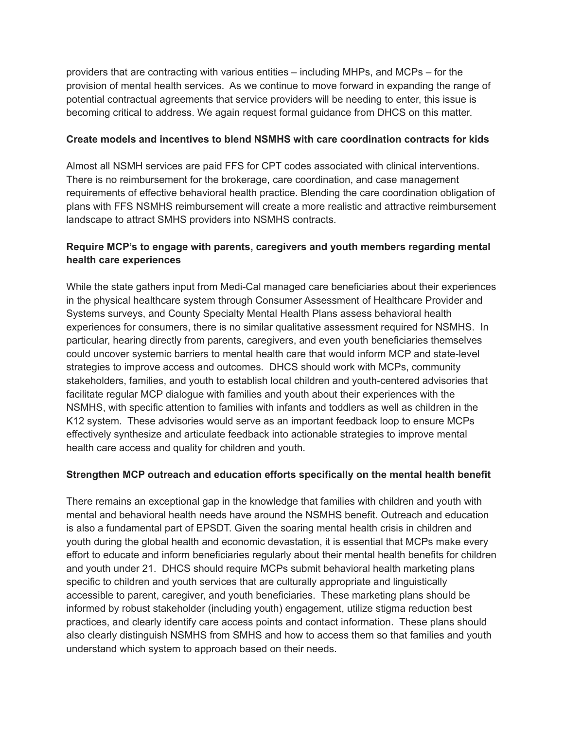providers that are contracting with various entities – including MHPs, and MCPs – for the provision of mental health services. As we continue to move forward in expanding the range of potential contractual agreements that service providers will be needing to enter, this issue is becoming critical to address. We again request formal guidance from DHCS on this matter.

**Create models and incentives to blend NSMHS with care coordination contracts for kids**

Almost all NSMH services are paid FFS for CPT codes associated with clinical interventions. There is no reimbursement for the brokerage, care coordination, and case management requirements of effective behavioral health practice. Blending the care coordination obligation of plans with FFS NSMHS reimbursement will create a more realistic and attractive reimbursement landscape to attract SMHS providers into NSMHS contracts.

**Require MCP's to engage with parents, caregivers and youth members regarding mental health care experiences**

While the state gathers input from Medi-Cal managed care beneficiaries about their experiences in the physical healthcare system through Consumer Assessment of Healthcare Provider and Systems surveys, and County Specialty Mental Health Plans assess behavioral health experiences for consumers, there is no similar qualitative assessment required for NSMHS. In particular, hearing directly from parents, caregivers, and even youth beneficiaries themselves could uncover systemic barriers to mental health care that would inform MCP and state-level strategies to improve access and outcomes. DHCS should work with MCPs, community stakeholders, families, and youth to establish local children and youth-centered advisories that facilitate regular MCP dialogue with families and youth about their experiences with the NSMHS, with specific attention to families with infants and toddlers as well as children in the K12 system. These advisories would serve as an important feedback loop to ensure MCPs effectively synthesize and articulate feedback into actionable strategies to improve mental health care access and quality for children and youth.

**Strengthen MCP outreach and education efforts specifically on the mental health benefit**

There remains an exceptional gap in the knowledge that families with children and youth with mental and behavioral health needs have around the NSMHS benefit. Outreach and education is also a fundamental part of EPSDT. Given the soaring mental health crisis in children and youth during the global health and economic devastation, it is essential that MCPs make every effort to educate and inform beneficiaries regularly about their mental health benefits for children and youth under 21. DHCS should require MCPs submit behavioral health marketing plans specific to children and youth services that are culturally appropriate and linguistically accessible to parent, caregiver, and youth beneficiaries. These marketing plans should be informed by robust stakeholder (including youth) engagement, utilize stigma reduction best practices, and clearly identify care access points and contact information. These plans should also clearly distinguish NSMHS from SMHS and how to access them so that families and youth understand which system to approach based on their needs.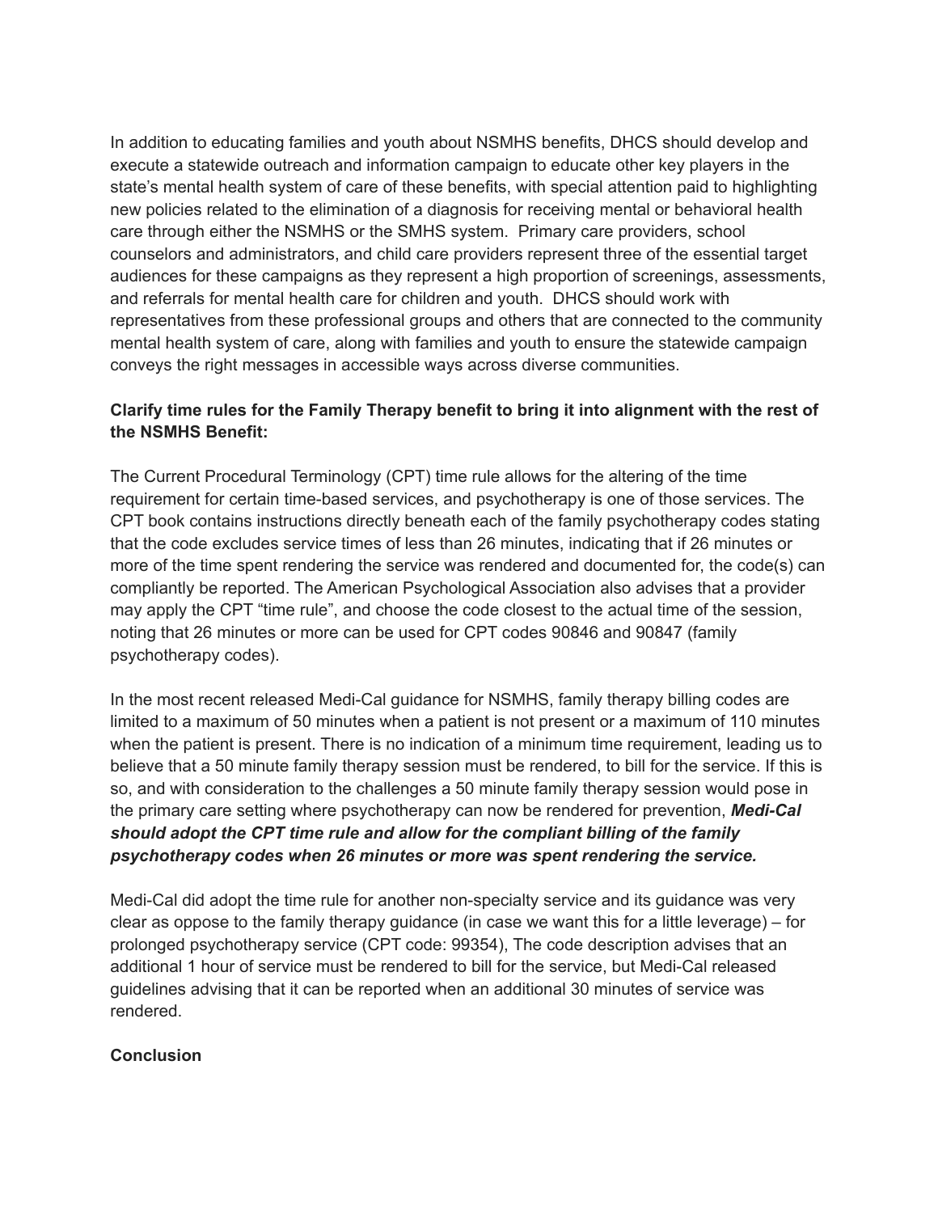In addition to educating families and youth about NSMHS benefits, DHCS should develop and execute a statewide outreach and information campaign to educate other key players in the state's mental health system of care of these benefits, with special attention paid to highlighting new policies related to the elimination of a diagnosis for receiving mental or behavioral health care through either the NSMHS or the SMHS system. Primary care providers, school counselors and administrators, and child care providers represent three of the essential target audiences for these campaigns as they represent a high proportion of screenings, assessments, and referrals for mental health care for children and youth. DHCS should work with representatives from these professional groups and others that are connected to the community mental health system of care, along with families and youth to ensure the statewide campaign conveys the right messages in accessible ways across diverse communities.

**Clarify time rules for the Family Therapy benefit to bring it into alignment with the rest of the NSMHS Benefit:**

The Current Procedural Terminology (CPT) time rule allows for the altering of the time requirement for certain time-based services, and psychotherapy is one of those services. The CPT book contains instructions directly beneath each of the family psychotherapy codes stating that the code excludes service times of less than 26 minutes, indicating that if 26 minutes or more of the time spent rendering the service was rendered and documented for, the code(s) can compliantly be reported. The American Psychological Association also advises that a provider may apply the CPT "time rule", and choose the code closest to the actual time of the session, noting that 26 minutes or more can be used for CPT codes 90846 and 90847 (family psychotherapy codes).

In the most recent released Medi-Cal guidance for NSMHS, family therapy billing codes are limited to a maximum of 50 minutes when a patient is not present or a maximum of 110 minutes when the patient is present. There is no indication of a minimum time requirement, leading us to believe that a 50 minute family therapy session must be rendered, to bill for the service. If this is so, and with consideration to the challenges a 50 minute family therapy session would pose in the primary care setting where psychotherapy can now be rendered for prevention, ***Medi-Cal should adopt the CPT time rule and allow for the compliant billing of the family psychotherapy codes when 26 minutes or more was spent rendering the service.***

Medi-Cal did adopt the time rule for another non-specialty service and its guidance was very clear as oppose to the family therapy guidance (in case we want this for a little leverage) – for prolonged psychotherapy service (CPT code: 99354), The code description advises that an additional 1 hour of service must be rendered to bill for the service, but Medi-Cal released guidelines advising that it can be reported when an additional 30 minutes of service was rendered.

**Conclusion**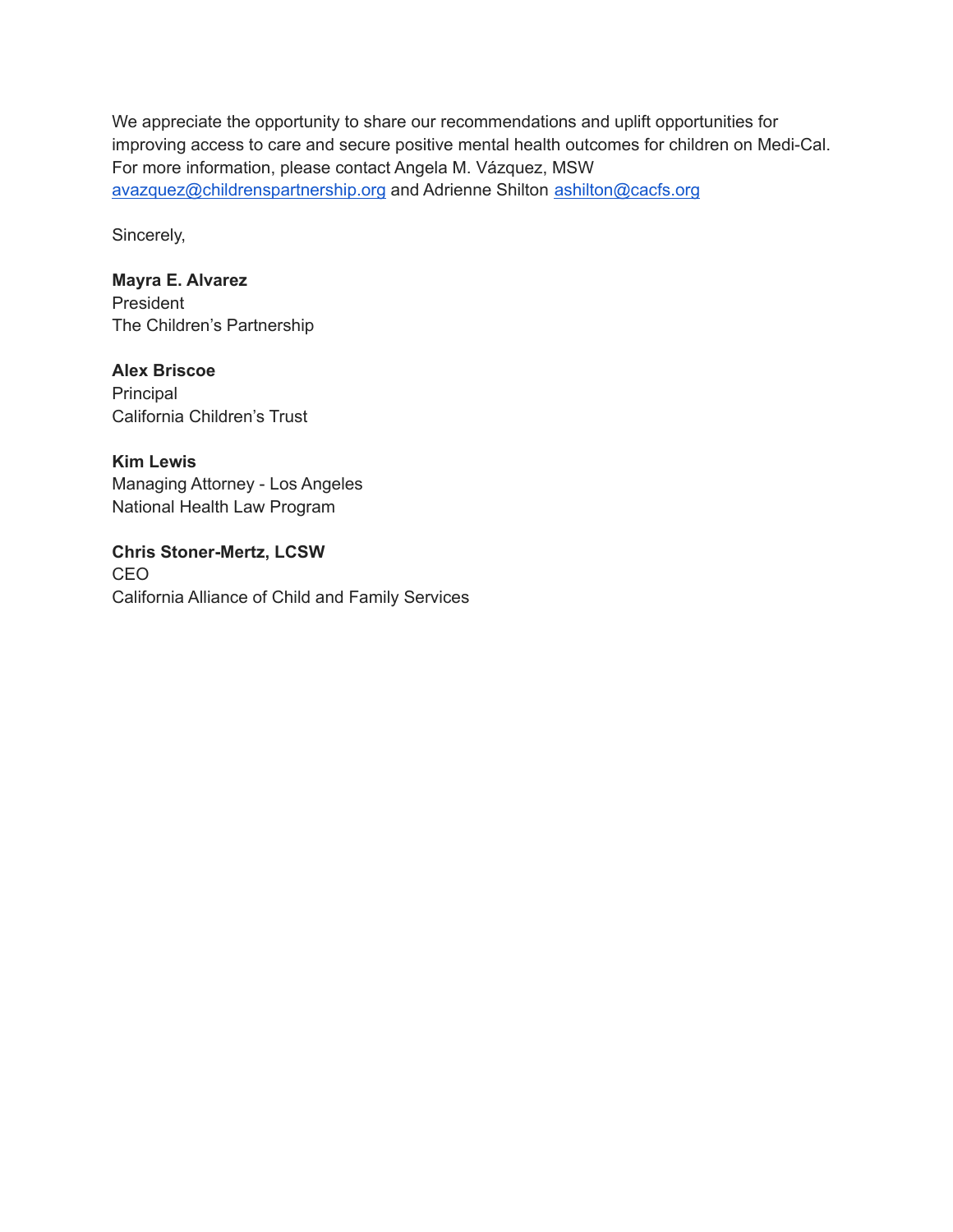We appreciate the opportunity to share our recommendations and uplift opportunities for improving access to care and secure positive mental health outcomes for children on Medi-Cal. For more information, please contact Angela M. Vázquez, MSW avazquez@childrenspartnership.org and Adrienne Shilton ashilton@cacfs.org

Sincerely,

**Mayra E. Alvarez**
President
The Children's Partnership

**Alex Briscoe**
Principal
California Children's Trust

**Kim Lewis**
Managing Attorney - Los Angeles
National Health Law Program

**Chris Stoner-Mertz, LCSW**
CEO
California Alliance of Child and Family Services